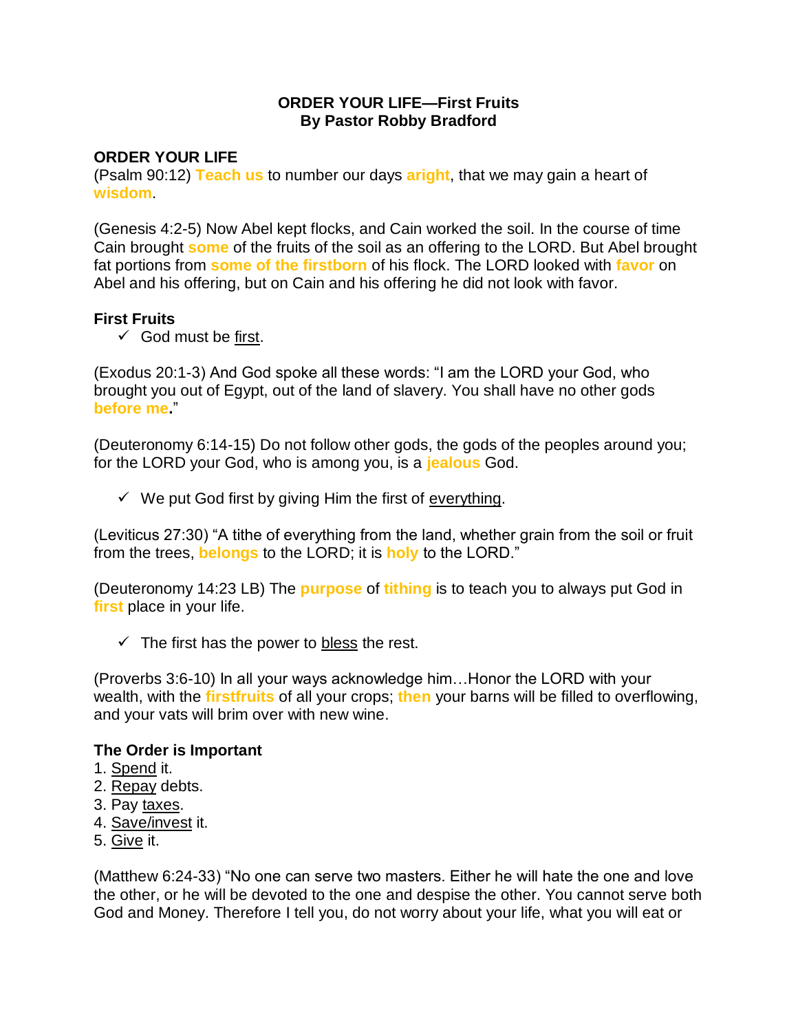**ORDER YOUR LIFE—First Fruits**
**By Pastor Robby Bradford**

**ORDER YOUR LIFE**
(Psalm 90:12) **Teach us** to number our days **aright**, that we may gain a heart of **wisdom**.

(Genesis 4:2-5) Now Abel kept flocks, and Cain worked the soil. In the course of time Cain brought **some** of the fruits of the soil as an offering to the LORD. But Abel brought fat portions from **some of the firstborn** of his flock. The LORD looked with **favor** on Abel and his offering, but on Cain and his offering he did not look with favor.

**First Fruits**

- ✓ God must be first.

(Exodus 20:1-3) And God spoke all these words: "I am the LORD your God, who brought you out of Egypt, out of the land of slavery. You shall have no other gods **before me.**"

(Deuteronomy 6:14-15) Do not follow other gods, the gods of the peoples around you; for the LORD your God, who is among you, is a **jealous** God.

- ✓ We put God first by giving Him the first of everything.

(Leviticus 27:30) "A tithe of everything from the land, whether grain from the soil or fruit from the trees, **belongs** to the LORD; it is **holy** to the LORD."

(Deuteronomy 14:23 LB) The **purpose** of **tithing** is to teach you to always put God in **first** place in your life.

- ✓ The first has the power to bless the rest.

(Proverbs 3:6-10) In all your ways acknowledge him…Honor the LORD with your wealth, with the **firstfruits** of all your crops; **then** your barns will be filled to overflowing, and your vats will brim over with new wine.

**The Order is Important**
1. Spend it.
2. Repay debts.
3. Pay taxes.
4. Save/invest it.
5. Give it.

(Matthew 6:24-33) "No one can serve two masters. Either he will hate the one and love the other, or he will be devoted to the one and despise the other. You cannot serve both God and Money. Therefore I tell you, do not worry about your life, what you will eat or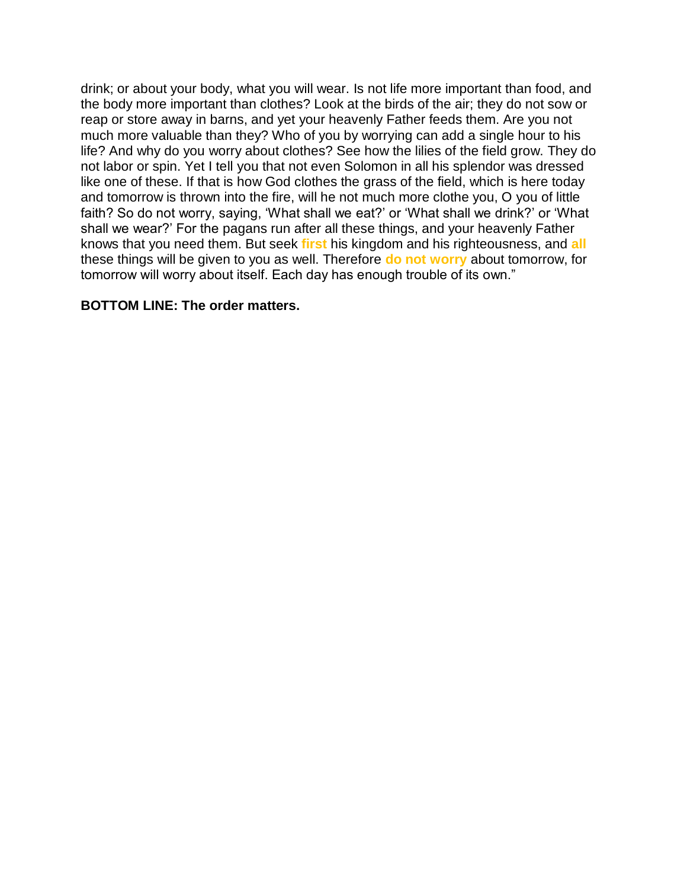drink; or about your body, what you will wear. Is not life more important than food, and the body more important than clothes? Look at the birds of the air; they do not sow or reap or store away in barns, and yet your heavenly Father feeds them. Are you not much more valuable than they? Who of you by worrying can add a single hour to his life? And why do you worry about clothes? See how the lilies of the field grow. They do not labor or spin. Yet I tell you that not even Solomon in all his splendor was dressed like one of these. If that is how God clothes the grass of the field, which is here today and tomorrow is thrown into the fire, will he not much more clothe you, O you of little faith? So do not worry, saying, 'What shall we eat?' or 'What shall we drink?' or 'What shall we wear?' For the pagans run after all these things, and your heavenly Father knows that you need them. But seek **first** his kingdom and his righteousness, and **all** these things will be given to you as well. Therefore **do not worry** about tomorrow, for tomorrow will worry about itself. Each day has enough trouble of its own."

**BOTTOM LINE: The order matters.**